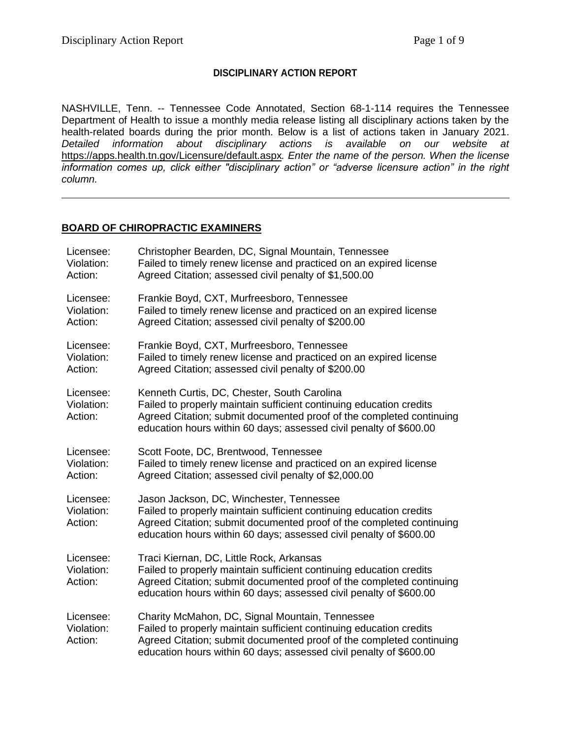## DISCIPLINARY ACTION REPORT

NASHVILLE, Tenn. -- Tennessee Code Annotated, Section 68-1-114 requires the Tennessee Department of Health to issue a monthly media release listing all disciplinary actions taken by the health-related boards during the prior month. Below is a list of actions taken in January 2021. *Detailed information about disciplinary actions is available on our website at* https://apps.health.tn.gov/Licensure/default.aspx*. Enter the name of the person. When the license information comes up, click either "disciplinary action" or "adverse licensure action" in the right column.*

---

### BOARD OF CHIROPRACTIC EXAMINERS

Licensee: Christopher Bearden, DC, Signal Mountain, Tennessee
Violation: Failed to timely renew license and practiced on an expired license
Action: Agreed Citation; assessed civil penalty of $1,500.00

Licensee: Frankie Boyd, CXT, Murfreesboro, Tennessee
Violation: Failed to timely renew license and practiced on an expired license
Action: Agreed Citation; assessed civil penalty of $200.00

Licensee: Frankie Boyd, CXT, Murfreesboro, Tennessee
Violation: Failed to timely renew license and practiced on an expired license
Action: Agreed Citation; assessed civil penalty of $200.00

Licensee: Kenneth Curtis, DC, Chester, South Carolina
Violation: Failed to properly maintain sufficient continuing education credits
Action: Agreed Citation; submit documented proof of the completed continuing education hours within 60 days; assessed civil penalty of $600.00

Licensee: Scott Foote, DC, Brentwood, Tennessee
Violation: Failed to timely renew license and practiced on an expired license
Action: Agreed Citation; assessed civil penalty of $2,000.00

Licensee: Jason Jackson, DC, Winchester, Tennessee
Violation: Failed to properly maintain sufficient continuing education credits
Action: Agreed Citation; submit documented proof of the completed continuing education hours within 60 days; assessed civil penalty of $600.00

Licensee: Traci Kiernan, DC, Little Rock, Arkansas
Violation: Failed to properly maintain sufficient continuing education credits
Action: Agreed Citation; submit documented proof of the completed continuing education hours within 60 days; assessed civil penalty of $600.00

Licensee: Charity McMahon, DC, Signal Mountain, Tennessee
Violation: Failed to properly maintain sufficient continuing education credits
Action: Agreed Citation; submit documented proof of the completed continuing education hours within 60 days; assessed civil penalty of $600.00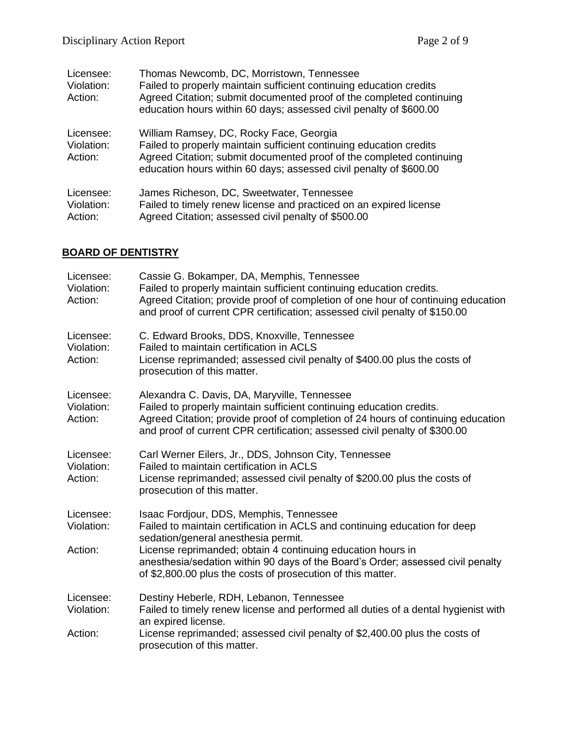Licensee: Thomas Newcomb, DC, Morristown, Tennessee
Violation: Failed to properly maintain sufficient continuing education credits
Action: Agreed Citation; submit documented proof of the completed continuing education hours within 60 days; assessed civil penalty of $600.00

Licensee: William Ramsey, DC, Rocky Face, Georgia
Violation: Failed to properly maintain sufficient continuing education credits
Action: Agreed Citation; submit documented proof of the completed continuing education hours within 60 days; assessed civil penalty of $600.00

Licensee: James Richeson, DC, Sweetwater, Tennessee
Violation: Failed to timely renew license and practiced on an expired license
Action: Agreed Citation; assessed civil penalty of $500.00

## BOARD OF DENTISTRY

Licensee: Cassie G. Bokamper, DA, Memphis, Tennessee
Violation: Failed to properly maintain sufficient continuing education credits.
Action: Agreed Citation; provide proof of completion of one hour of continuing education and proof of current CPR certification; assessed civil penalty of $150.00

Licensee: C. Edward Brooks, DDS, Knoxville, Tennessee
Violation: Failed to maintain certification in ACLS
Action: License reprimanded; assessed civil penalty of $400.00 plus the costs of prosecution of this matter.

Licensee: Alexandra C. Davis, DA, Maryville, Tennessee
Violation: Failed to properly maintain sufficient continuing education credits.
Action: Agreed Citation; provide proof of completion of 24 hours of continuing education and proof of current CPR certification; assessed civil penalty of $300.00

Licensee: Carl Werner Eilers, Jr., DDS, Johnson City, Tennessee
Violation: Failed to maintain certification in ACLS
Action: License reprimanded; assessed civil penalty of $200.00 plus the costs of prosecution of this matter.

Licensee: Isaac Fordjour, DDS, Memphis, Tennessee
Violation: Failed to maintain certification in ACLS and continuing education for deep sedation/general anesthesia permit.
Action: License reprimanded; obtain 4 continuing education hours in anesthesia/sedation within 90 days of the Board's Order; assessed civil penalty of $2,800.00 plus the costs of prosecution of this matter.

Licensee: Destiny Heberle, RDH, Lebanon, Tennessee
Violation: Failed to timely renew license and performed all duties of a dental hygienist with an expired license.
Action: License reprimanded; assessed civil penalty of $2,400.00 plus the costs of prosecution of this matter.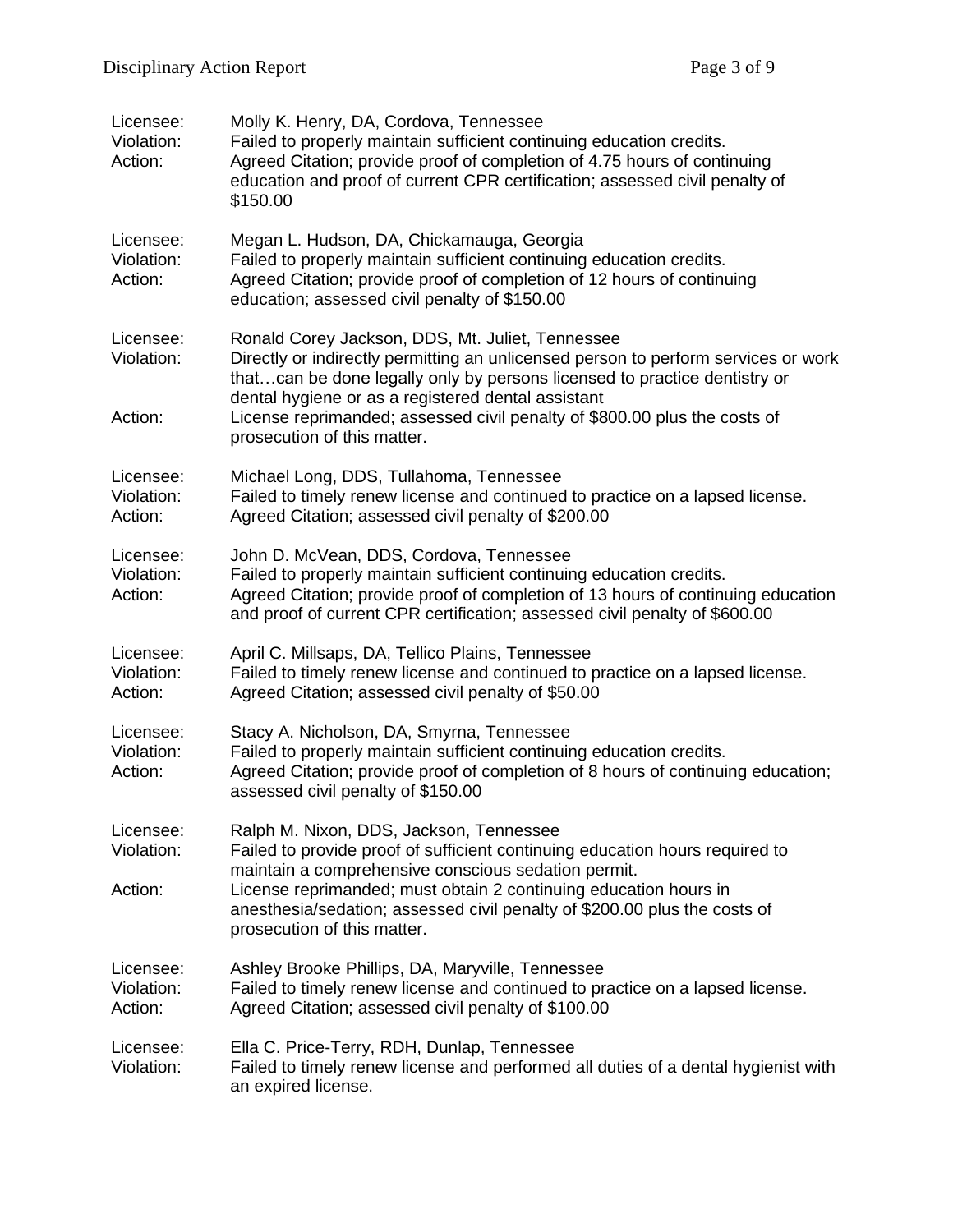Licensee: Molly K. Henry, DA, Cordova, Tennessee
Violation: Failed to properly maintain sufficient continuing education credits.
Action: Agreed Citation; provide proof of completion of 4.75 hours of continuing education and proof of current CPR certification; assessed civil penalty of $150.00

Licensee: Megan L. Hudson, DA, Chickamauga, Georgia
Violation: Failed to properly maintain sufficient continuing education credits.
Action: Agreed Citation; provide proof of completion of 12 hours of continuing education; assessed civil penalty of $150.00

Licensee: Ronald Corey Jackson, DDS, Mt. Juliet, Tennessee
Violation: Directly or indirectly permitting an unlicensed person to perform services or work that…can be done legally only by persons licensed to practice dentistry or dental hygiene or as a registered dental assistant
Action: License reprimanded; assessed civil penalty of $800.00 plus the costs of prosecution of this matter.

Licensee: Michael Long, DDS, Tullahoma, Tennessee
Violation: Failed to timely renew license and continued to practice on a lapsed license.
Action: Agreed Citation; assessed civil penalty of $200.00

Licensee: John D. McVean, DDS, Cordova, Tennessee
Violation: Failed to properly maintain sufficient continuing education credits.
Action: Agreed Citation; provide proof of completion of 13 hours of continuing education and proof of current CPR certification; assessed civil penalty of $600.00

Licensee: April C. Millsaps, DA, Tellico Plains, Tennessee
Violation: Failed to timely renew license and continued to practice on a lapsed license.
Action: Agreed Citation; assessed civil penalty of $50.00

Licensee: Stacy A. Nicholson, DA, Smyrna, Tennessee
Violation: Failed to properly maintain sufficient continuing education credits.
Action: Agreed Citation; provide proof of completion of 8 hours of continuing education; assessed civil penalty of $150.00

Licensee: Ralph M. Nixon, DDS, Jackson, Tennessee
Violation: Failed to provide proof of sufficient continuing education hours required to maintain a comprehensive conscious sedation permit.
Action: License reprimanded; must obtain 2 continuing education hours in anesthesia/sedation; assessed civil penalty of $200.00 plus the costs of prosecution of this matter.

Licensee: Ashley Brooke Phillips, DA, Maryville, Tennessee
Violation: Failed to timely renew license and continued to practice on a lapsed license.
Action: Agreed Citation; assessed civil penalty of $100.00

Licensee: Ella C. Price-Terry, RDH, Dunlap, Tennessee
Violation: Failed to timely renew license and performed all duties of a dental hygienist with an expired license.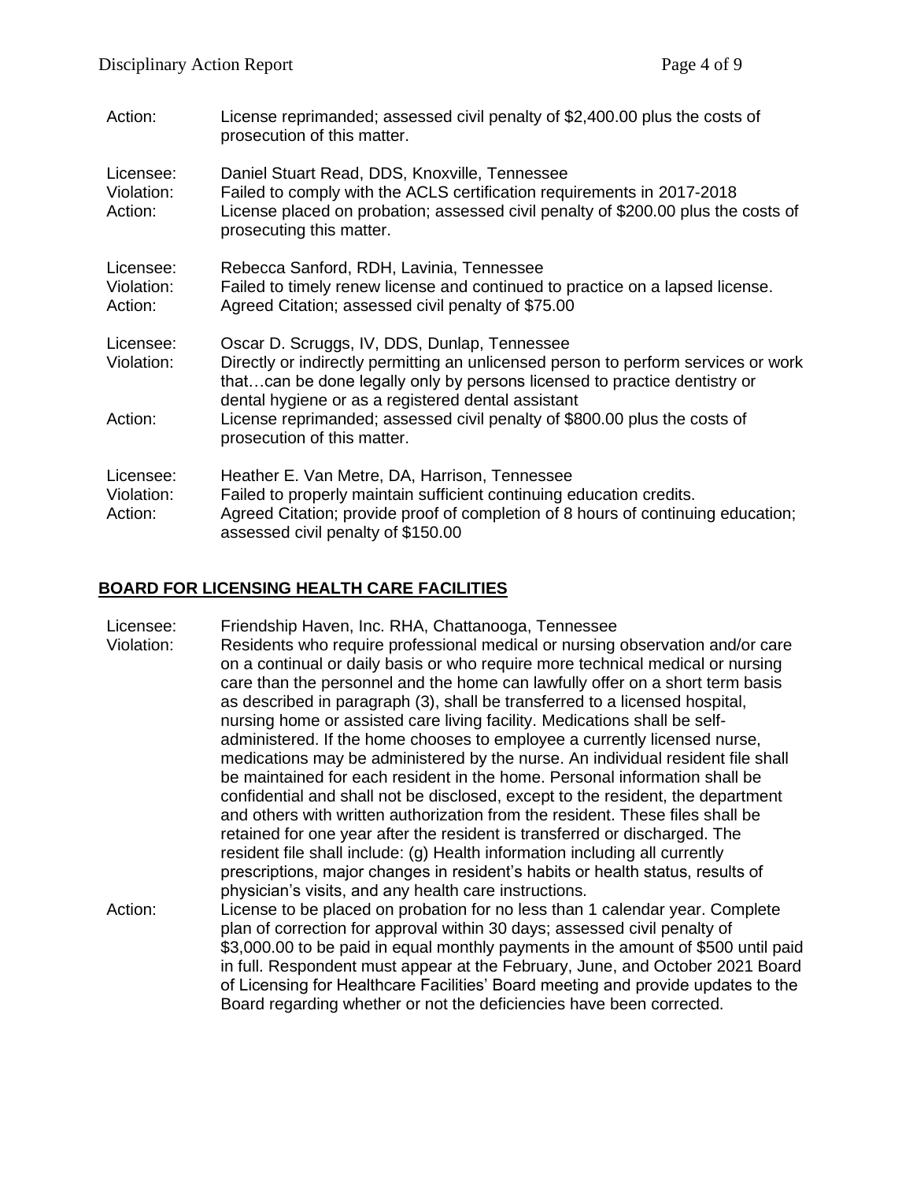Action: License reprimanded; assessed civil penalty of $2,400.00 plus the costs of prosecution of this matter.

Licensee: Daniel Stuart Read, DDS, Knoxville, Tennessee
Violation: Failed to comply with the ACLS certification requirements in 2017-2018
Action: License placed on probation; assessed civil penalty of $200.00 plus the costs of prosecuting this matter.

Licensee: Rebecca Sanford, RDH, Lavinia, Tennessee
Violation: Failed to timely renew license and continued to practice on a lapsed license.
Action: Agreed Citation; assessed civil penalty of $75.00

Licensee: Oscar D. Scruggs, IV, DDS, Dunlap, Tennessee
Violation: Directly or indirectly permitting an unlicensed person to perform services or work that…can be done legally only by persons licensed to practice dentistry or dental hygiene or as a registered dental assistant
Action: License reprimanded; assessed civil penalty of $800.00 plus the costs of prosecution of this matter.

Licensee: Heather E. Van Metre, DA, Harrison, Tennessee
Violation: Failed to properly maintain sufficient continuing education credits.
Action: Agreed Citation; provide proof of completion of 8 hours of continuing education; assessed civil penalty of $150.00

## BOARD FOR LICENSING HEALTH CARE FACILITIES

Licensee: Friendship Haven, Inc. RHA, Chattanooga, Tennessee
Violation: Residents who require professional medical or nursing observation and/or care on a continual or daily basis or who require more technical medical or nursing care than the personnel and the home can lawfully offer on a short term basis as described in paragraph (3), shall be transferred to a licensed hospital, nursing home or assisted care living facility. Medications shall be self-administered. If the home chooses to employee a currently licensed nurse, medications may be administered by the nurse. An individual resident file shall be maintained for each resident in the home. Personal information shall be confidential and shall not be disclosed, except to the resident, the department and others with written authorization from the resident. These files shall be retained for one year after the resident is transferred or discharged. The resident file shall include: (g) Health information including all currently prescriptions, major changes in resident's habits or health status, results of physician's visits, and any health care instructions.
Action: License to be placed on probation for no less than 1 calendar year. Complete plan of correction for approval within 30 days; assessed civil penalty of $3,000.00 to be paid in equal monthly payments in the amount of $500 until paid in full. Respondent must appear at the February, June, and October 2021 Board of Licensing for Healthcare Facilities' Board meeting and provide updates to the Board regarding whether or not the deficiencies have been corrected.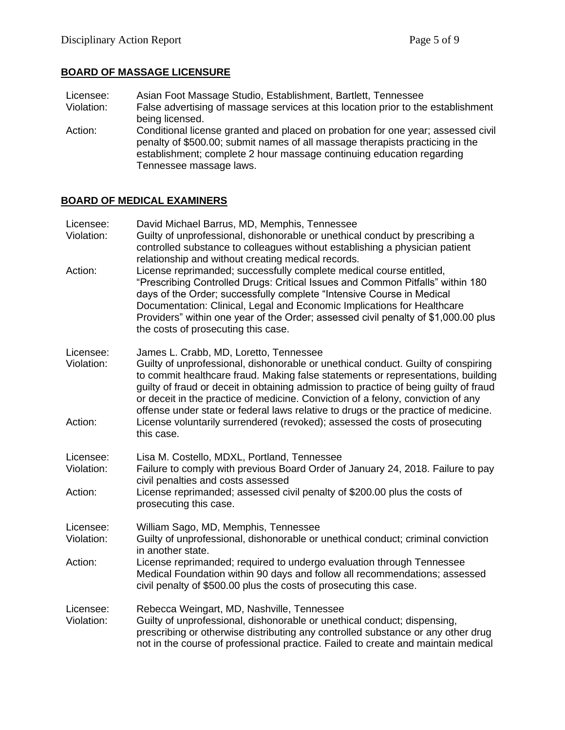## BOARD OF MASSAGE LICENSURE

Licensee: Asian Foot Massage Studio, Establishment, Bartlett, Tennessee
Violation: False advertising of massage services at this location prior to the establishment being licensed.
Action: Conditional license granted and placed on probation for one year; assessed civil penalty of $500.00; submit names of all massage therapists practicing in the establishment; complete 2 hour massage continuing education regarding Tennessee massage laws.

## BOARD OF MEDICAL EXAMINERS

Licensee: David Michael Barrus, MD, Memphis, Tennessee
Violation: Guilty of unprofessional, dishonorable or unethical conduct by prescribing a controlled substance to colleagues without establishing a physician patient relationship and without creating medical records.
Action: License reprimanded; successfully complete medical course entitled, "Prescribing Controlled Drugs: Critical Issues and Common Pitfalls" within 180 days of the Order; successfully complete "Intensive Course in Medical Documentation: Clinical, Legal and Economic Implications for Healthcare Providers" within one year of the Order; assessed civil penalty of $1,000.00 plus the costs of prosecuting this case.

Licensee: James L. Crabb, MD, Loretto, Tennessee
Violation: Guilty of unprofessional, dishonorable or unethical conduct. Guilty of conspiring to commit healthcare fraud. Making false statements or representations, building guilty of fraud or deceit in obtaining admission to practice of being guilty of fraud or deceit in the practice of medicine. Conviction of a felony, conviction of any offense under state or federal laws relative to drugs or the practice of medicine.
Action: License voluntarily surrendered (revoked); assessed the costs of prosecuting this case.

Licensee: Lisa M. Costello, MDXL, Portland, Tennessee
Violation: Failure to comply with previous Board Order of January 24, 2018. Failure to pay civil penalties and costs assessed
Action: License reprimanded; assessed civil penalty of $200.00 plus the costs of prosecuting this case.

Licensee: William Sago, MD, Memphis, Tennessee
Violation: Guilty of unprofessional, dishonorable or unethical conduct; criminal conviction in another state.
Action: License reprimanded; required to undergo evaluation through Tennessee Medical Foundation within 90 days and follow all recommendations; assessed civil penalty of $500.00 plus the costs of prosecuting this case.

Licensee: Rebecca Weingart, MD, Nashville, Tennessee
Violation: Guilty of unprofessional, dishonorable or unethical conduct; dispensing, prescribing or otherwise distributing any controlled substance or any other drug not in the course of professional practice. Failed to create and maintain medical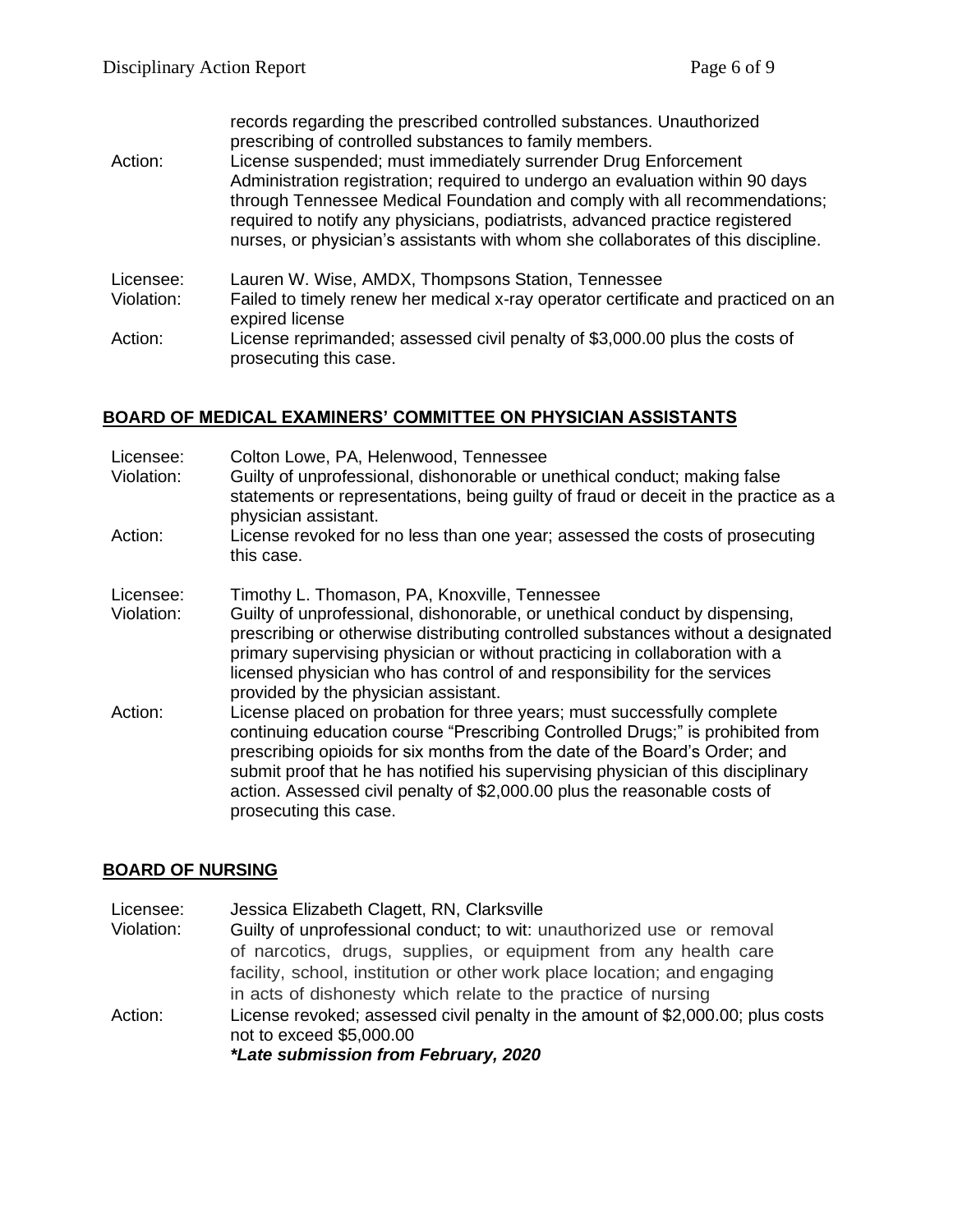records regarding the prescribed controlled substances. Unauthorized prescribing of controlled substances to family members.

Action: License suspended; must immediately surrender Drug Enforcement Administration registration; required to undergo an evaluation within 90 days through Tennessee Medical Foundation and comply with all recommendations; required to notify any physicians, podiatrists, advanced practice registered nurses, or physician's assistants with whom she collaborates of this discipline.

Licensee: Lauren W. Wise, AMDX, Thompsons Station, Tennessee
Violation: Failed to timely renew her medical x-ray operator certificate and practiced on an expired license
Action: License reprimanded; assessed civil penalty of $3,000.00 plus the costs of prosecuting this case.

## BOARD OF MEDICAL EXAMINERS' COMMITTEE ON PHYSICIAN ASSISTANTS

Licensee: Colton Lowe, PA, Helenwood, Tennessee
Violation: Guilty of unprofessional, dishonorable or unethical conduct; making false statements or representations, being guilty of fraud or deceit in the practice as a physician assistant.
Action: License revoked for no less than one year; assessed the costs of prosecuting this case.

Licensee: Timothy L. Thomason, PA, Knoxville, Tennessee
Violation: Guilty of unprofessional, dishonorable, or unethical conduct by dispensing, prescribing or otherwise distributing controlled substances without a designated primary supervising physician or without practicing in collaboration with a licensed physician who has control of and responsibility for the services provided by the physician assistant.
Action: License placed on probation for three years; must successfully complete continuing education course "Prescribing Controlled Drugs;" is prohibited from prescribing opioids for six months from the date of the Board's Order; and submit proof that he has notified his supervising physician of this disciplinary action. Assessed civil penalty of $2,000.00 plus the reasonable costs of prosecuting this case.

## BOARD OF NURSING

Licensee: Jessica Elizabeth Clagett, RN, Clarksville
Violation: Guilty of unprofessional conduct; to wit: unauthorized use or removal of narcotics, drugs, supplies, or equipment from any health care facility, school, institution or other work place location; and engaging in acts of dishonesty which relate to the practice of nursing
Action: License revoked; assessed civil penalty in the amount of $2,000.00; plus costs not to exceed $5,000.00
***Late submission from February, 2020***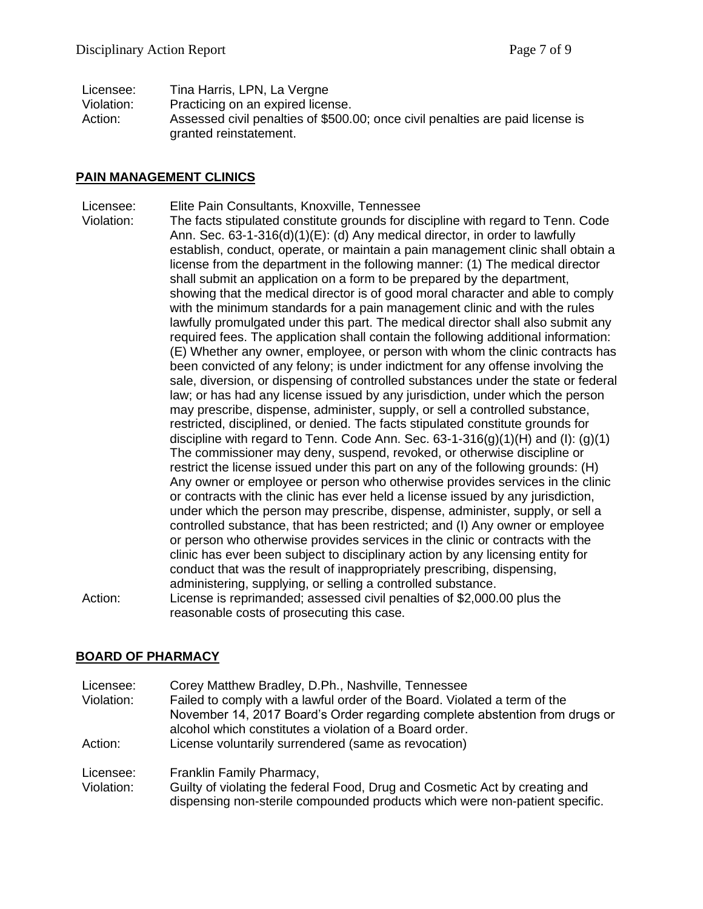Licensee: Tina Harris, LPN, La Vergne
Violation: Practicing on an expired license.
Action: Assessed civil penalties of $500.00; once civil penalties are paid license is granted reinstatement.

## PAIN MANAGEMENT CLINICS

Licensee: Elite Pain Consultants, Knoxville, Tennessee
Violation: The facts stipulated constitute grounds for discipline with regard to Tenn. Code Ann. Sec. 63-1-316(d)(1)(E): (d) Any medical director, in order to lawfully establish, conduct, operate, or maintain a pain management clinic shall obtain a license from the department in the following manner: (1) The medical director shall submit an application on a form to be prepared by the department, showing that the medical director is of good moral character and able to comply with the minimum standards for a pain management clinic and with the rules lawfully promulgated under this part. The medical director shall also submit any required fees. The application shall contain the following additional information: (E) Whether any owner, employee, or person with whom the clinic contracts has been convicted of any felony; is under indictment for any offense involving the sale, diversion, or dispensing of controlled substances under the state or federal law; or has had any license issued by any jurisdiction, under which the person may prescribe, dispense, administer, supply, or sell a controlled substance, restricted, disciplined, or denied. The facts stipulated constitute grounds for discipline with regard to Tenn. Code Ann. Sec. 63-1-316(g)(1)(H) and (I): (g)(1) The commissioner may deny, suspend, revoked, or otherwise discipline or restrict the license issued under this part on any of the following grounds: (H) Any owner or employee or person who otherwise provides services in the clinic or contracts with the clinic has ever held a license issued by any jurisdiction, under which the person may prescribe, dispense, administer, supply, or sell a controlled substance, that has been restricted; and (I) Any owner or employee or person who otherwise provides services in the clinic or contracts with the clinic has ever been subject to disciplinary action by any licensing entity for conduct that was the result of inappropriately prescribing, dispensing, administering, supplying, or selling a controlled substance.
Action: License is reprimanded; assessed civil penalties of $2,000.00 plus the reasonable costs of prosecuting this case.

## BOARD OF PHARMACY

Licensee: Corey Matthew Bradley, D.Ph., Nashville, Tennessee
Violation: Failed to comply with a lawful order of the Board. Violated a term of the November 14, 2017 Board's Order regarding complete abstention from drugs or alcohol which constitutes a violation of a Board order.
Action: License voluntarily surrendered (same as revocation)

Licensee: Franklin Family Pharmacy,
Violation: Guilty of violating the federal Food, Drug and Cosmetic Act by creating and dispensing non-sterile compounded products which were non-patient specific.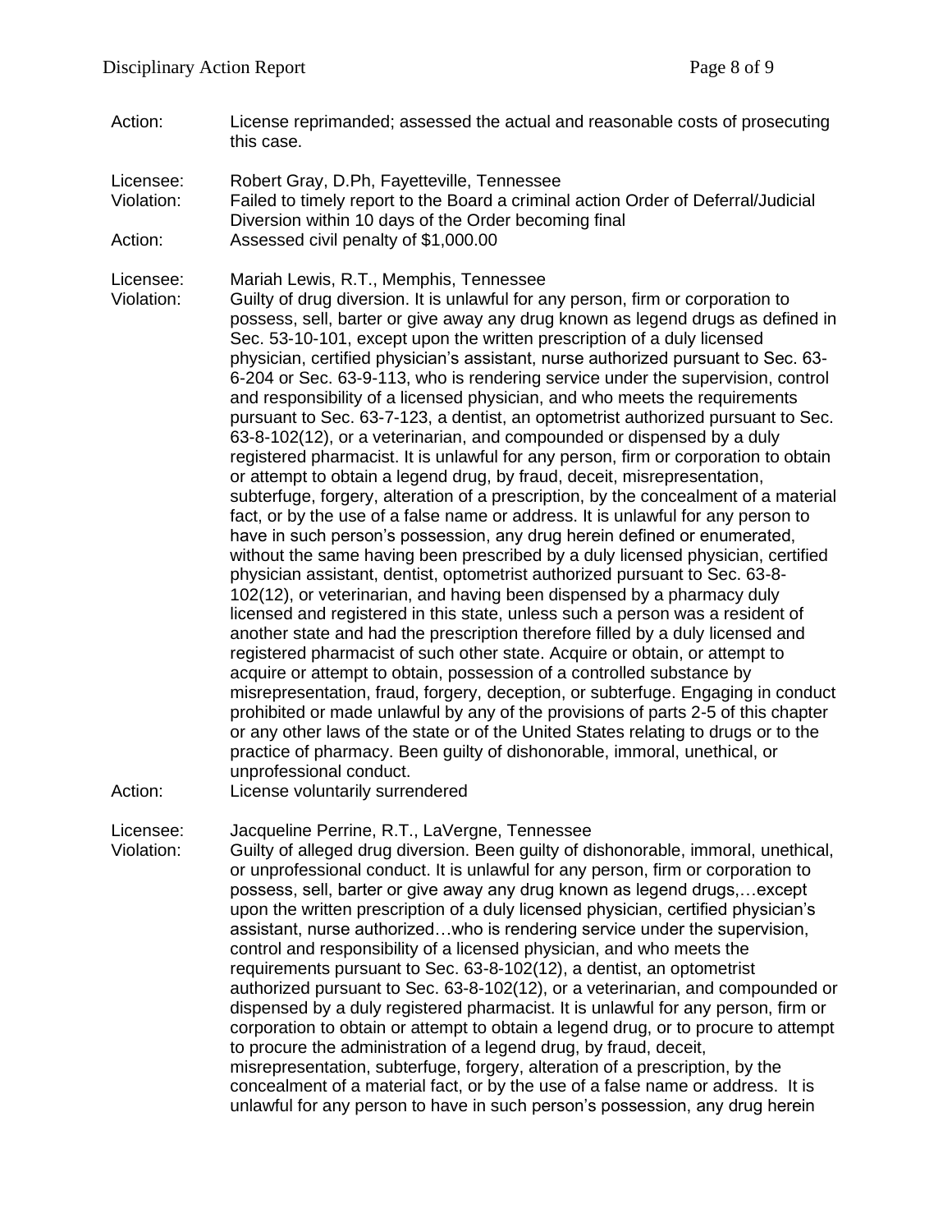Action: License reprimanded; assessed the actual and reasonable costs of prosecuting this case.

Licensee: Robert Gray, D.Ph, Fayetteville, Tennessee
Violation: Failed to timely report to the Board a criminal action Order of Deferral/Judicial Diversion within 10 days of the Order becoming final
Action: Assessed civil penalty of $1,000.00

Licensee: Mariah Lewis, R.T., Memphis, Tennessee
Violation: Guilty of drug diversion. It is unlawful for any person, firm or corporation to possess, sell, barter or give away any drug known as legend drugs as defined in Sec. 53-10-101, except upon the written prescription of a duly licensed physician, certified physician's assistant, nurse authorized pursuant to Sec. 63-6-204 or Sec. 63-9-113, who is rendering service under the supervision, control and responsibility of a licensed physician, and who meets the requirements pursuant to Sec. 63-7-123, a dentist, an optometrist authorized pursuant to Sec. 63-8-102(12), or a veterinarian, and compounded or dispensed by a duly registered pharmacist. It is unlawful for any person, firm or corporation to obtain or attempt to obtain a legend drug, by fraud, deceit, misrepresentation, subterfuge, forgery, alteration of a prescription, by the concealment of a material fact, or by the use of a false name or address. It is unlawful for any person to have in such person's possession, any drug herein defined or enumerated, without the same having been prescribed by a duly licensed physician, certified physician assistant, dentist, optometrist authorized pursuant to Sec. 63-8-102(12), or veterinarian, and having been dispensed by a pharmacy duly licensed and registered in this state, unless such a person was a resident of another state and had the prescription therefore filled by a duly licensed and registered pharmacist of such other state. Acquire or obtain, or attempt to acquire or attempt to obtain, possession of a controlled substance by misrepresentation, fraud, forgery, deception, or subterfuge. Engaging in conduct prohibited or made unlawful by any of the provisions of parts 2-5 of this chapter or any other laws of the state or of the United States relating to drugs or to the practice of pharmacy. Been guilty of dishonorable, immoral, unethical, or unprofessional conduct.
Action: License voluntarily surrendered

Licensee: Jacqueline Perrine, R.T., LaVergne, Tennessee
Violation: Guilty of alleged drug diversion. Been guilty of dishonorable, immoral, unethical, or unprofessional conduct. It is unlawful for any person, firm or corporation to possess, sell, barter or give away any drug known as legend drugs,…except upon the written prescription of a duly licensed physician, certified physician's assistant, nurse authorized…who is rendering service under the supervision, control and responsibility of a licensed physician, and who meets the requirements pursuant to Sec. 63-8-102(12), a dentist, an optometrist authorized pursuant to Sec. 63-8-102(12), or a veterinarian, and compounded or dispensed by a duly registered pharmacist. It is unlawful for any person, firm or corporation to obtain or attempt to obtain a legend drug, or to procure to attempt to procure the administration of a legend drug, by fraud, deceit, misrepresentation, subterfuge, forgery, alteration of a prescription, by the concealment of a material fact, or by the use of a false name or address. It is unlawful for any person to have in such person's possession, any drug herein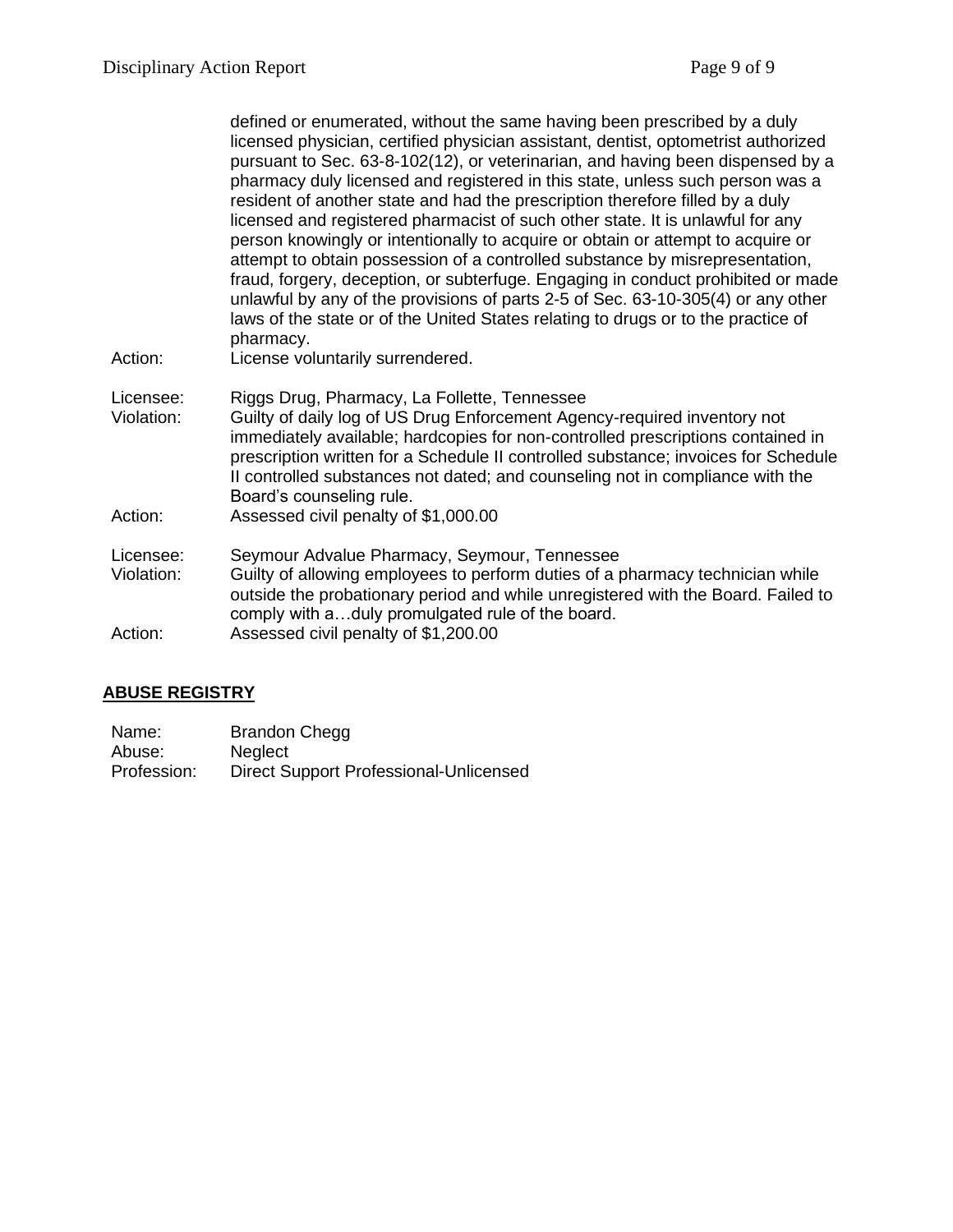defined or enumerated, without the same having been prescribed by a duly licensed physician, certified physician assistant, dentist, optometrist authorized pursuant to Sec. 63-8-102(12), or veterinarian, and having been dispensed by a pharmacy duly licensed and registered in this state, unless such person was a resident of another state and had the prescription therefore filled by a duly licensed and registered pharmacist of such other state. It is unlawful for any person knowingly or intentionally to acquire or obtain or attempt to acquire or attempt to obtain possession of a controlled substance by misrepresentation, fraud, forgery, deception, or subterfuge. Engaging in conduct prohibited or made unlawful by any of the provisions of parts 2-5 of Sec. 63-10-305(4) or any other laws of the state or of the United States relating to drugs or to the practice of pharmacy.

Action: License voluntarily surrendered.

Licensee: Riggs Drug, Pharmacy, La Follette, Tennessee
Violation: Guilty of daily log of US Drug Enforcement Agency-required inventory not immediately available; hardcopies for non-controlled prescriptions contained in prescription written for a Schedule II controlled substance; invoices for Schedule II controlled substances not dated; and counseling not in compliance with the Board's counseling rule.
Action: Assessed civil penalty of $1,000.00

Licensee: Seymour Advalue Pharmacy, Seymour, Tennessee
Violation: Guilty of allowing employees to perform duties of a pharmacy technician while outside the probationary period and while unregistered with the Board. Failed to comply with a…duly promulgated rule of the board.
Action: Assessed civil penalty of $1,200.00

## ABUSE REGISTRY

Name: Brandon Chegg
Abuse: Neglect
Profession: Direct Support Professional-Unlicensed